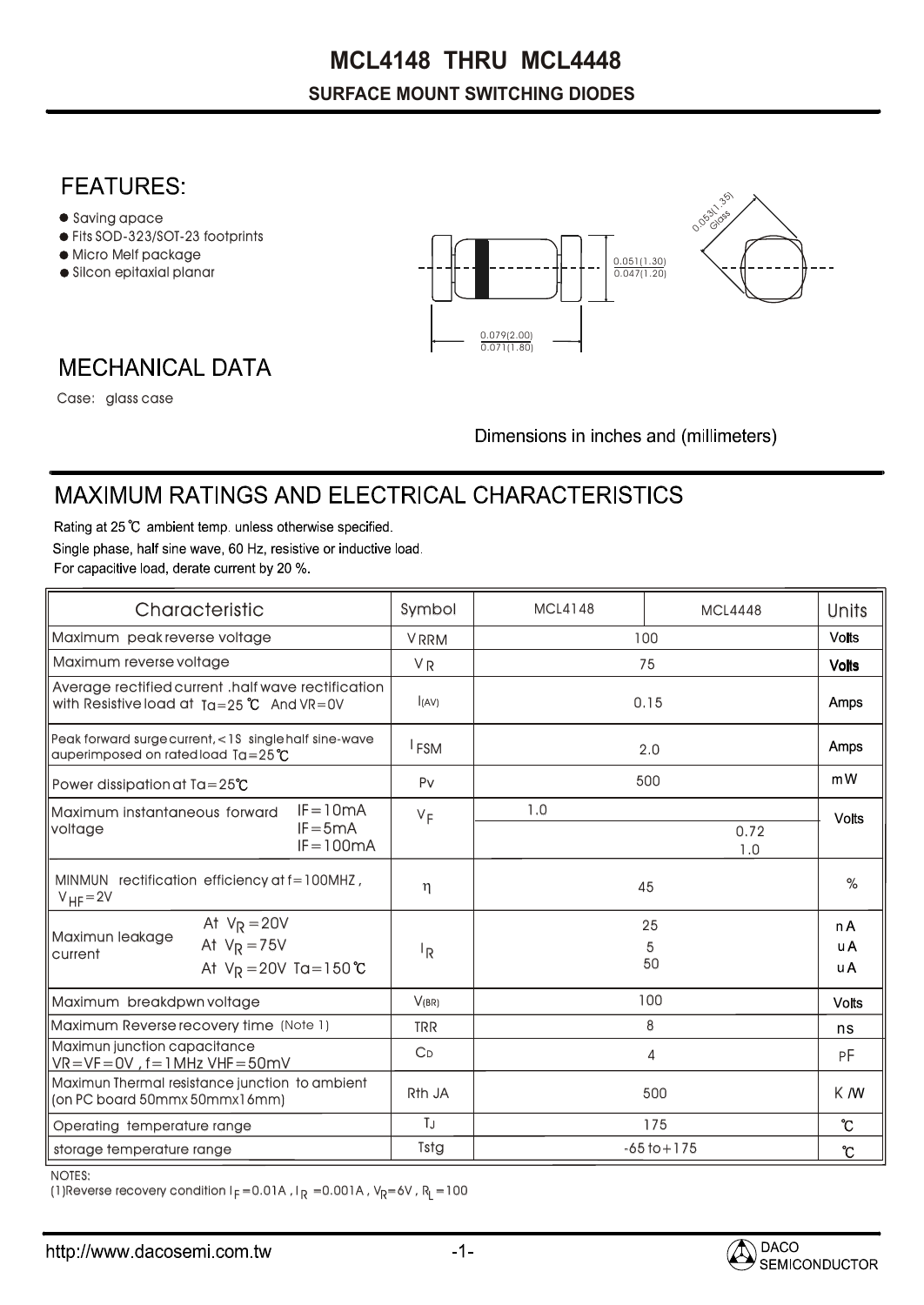# MCL4148 THRU MCL4448

## SURFACE MOUNT SWITCHING DIODES

## FEATURES:

- Saving apace
- Fits SOD-323/SOT-23 footprints
- Micro Melf package
- Silcon epitaxial planar

0.053(1.35) Glass

0.051(1.30) / 0.047(1.20)

0.079(2.00) / 0.071(1.80)

## MECHANICAL DATA

Case: glass case

Dimensions in inches and (millimeters)

## MAXIMUM RATINGS AND ELECTRICAL CHARACTERISTICS

Rating at 25 ℃ ambient temp. unless otherwise specified.
Single phase, half sine wave, 60 Hz, resistive or inductive load.
For capacitive load, derate current by 20 %.

| Characteristic | Symbol | MCL4148 | MCL4448 | Units |
|---|---|---|---|---|
| Maximum peak reverse voltage | $V_{RRM}$ | 100 | | Volts |
| Maximum reverse voltage | $V_R$ | 75 | | Volts |
| Average rectified current .half wave rectification with Resistive load at Ta=25 ℃ And VR=0V | $I_{(AV)}$ | 0.15 | | Amps |
| Peak forward surge current, <1S single half sine-wave auperimposed on rated load Ta=25 ℃ | $I_{FSM}$ | 2.0 | | Amps |
| Power dissipation at Ta=25℃ | Pv | 500 | | mW |
| Maximum instantaneous forward voltage IF=10mA | $V_F$ | 1.0 | | Volts |
| IF=5mA | | | 0.72 | |
| IF=100mA | | | 1.0 | |
| MINMUN rectification efficiency at f=100MHZ, $V_{HF}$=2V | η | 45 | | % |
| Maximun leakage current At $V_R$=20V | $I_R$ | 25 | | nA |
| At $V_R$=75V | | 5 | | uA |
| At $V_R$=20V Ta=150℃ | | 50 | | uA |
| Maximum breakdpwn voltage | $V_{(BR)}$ | 100 | | Volts |
| Maximum Reverse recovery time (Note 1) | TRR | 8 | | ns |
| Maximun junction capacitance VR=VF=0V , f=1MHz VHF=50mV | $C_D$ | 4 | | PF |
| Maximun Thermal resistance junction to ambient (on PC board 50mmx50mmx16mm) | Rth JA | 500 | | K/W |
| Operating temperature range | $T_J$ | 175 | | ℃ |
| storage temperature range | Tstg | -65 to+175 | | ℃ |

NOTES:
(1)Reverse recovery condition $I_F$=0.01A , $I_R$ =0.001A , $V_R$=6V , $R_L$=100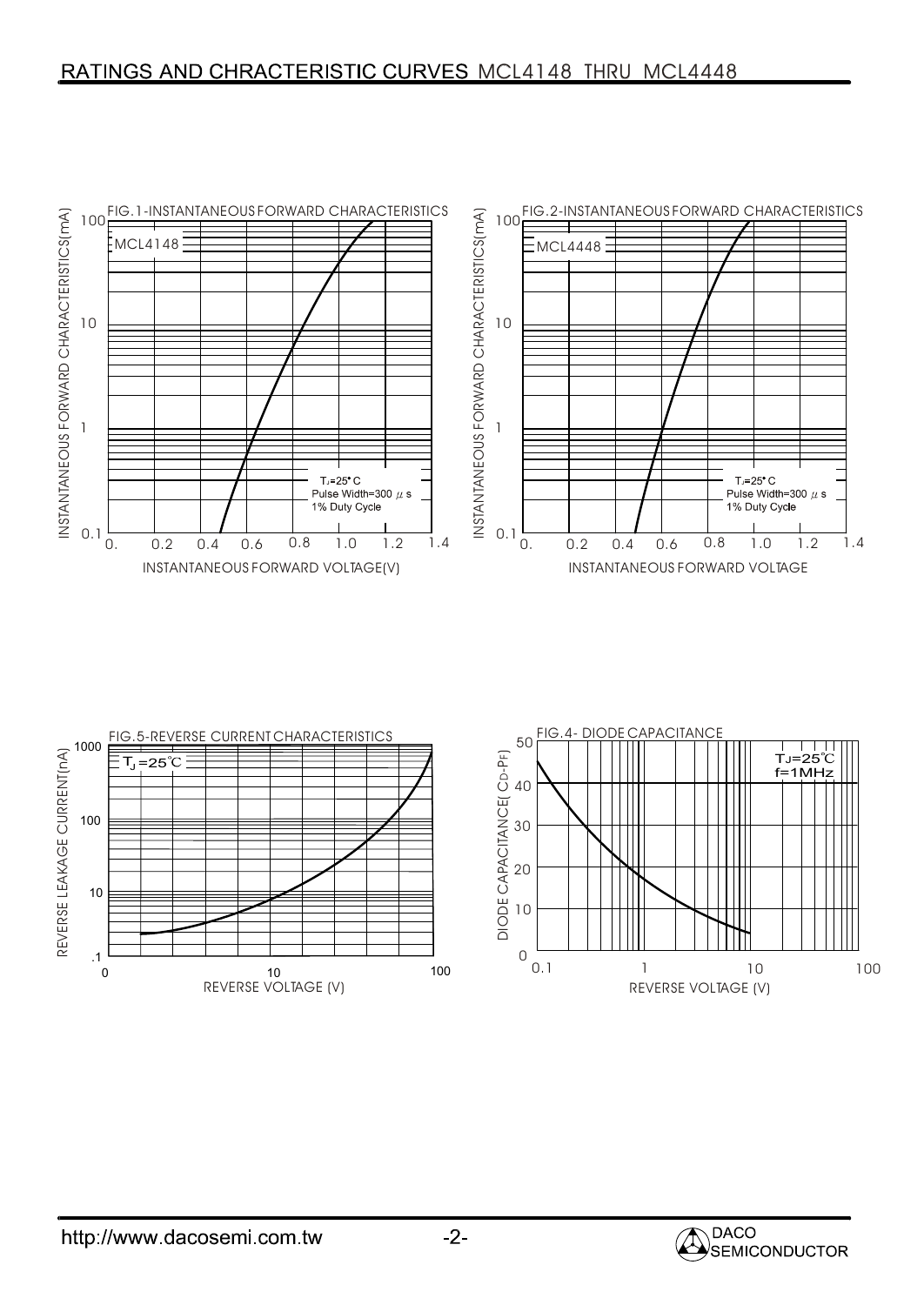## RATINGS AND CHRACTERISTIC CURVES MCL4148 THRU MCL4448

FIG.1-INSTANTANEOUS FORWARD CHARACTERISTICS

MCL4148

$T_J$=25° C
Pulse Width=300 μ s
1% Duty Cycle

INSTANTANEOUS FORWARD CHARACTERISTICS(mA)

100
10
1
0.1

0. 0.2 0.4 0.6 0.8 1.0 1.2 1.4

INSTANTANEOUS FORWARD VOLTAGE(V)

FIG.2-INSTANTANEOUS FORWARD CHARACTERISTICS

MCL4448

$T_J$=25° C
Pulse Width=300 μ s
1% Duty Cycle

INSTANTANEOUS FORWARD CHARACTERISTICS(mA)

100
10
1
0.1

0. 0.2 0.4 0.6 0.8 1.0 1.2 1.4

INSTANTANEOUS FORWARD VOLTAGE

FIG.5-REVERSE CURRENT CHARACTERISTICS

$T_J$=25℃

REVERSE LEAKAGE CURRENT(nA)

1000
100
10
.1

0 10 100

REVERSE VOLTAGE (V)

FIG.4- DIODE CAPACITANCE

TJ=25℃
f=1MHz

DIODE CAPACITANCE( CD-PF)

50
40
30
20
10
0

0.1 1 10 100

REVERSE VOLTAGE (V)